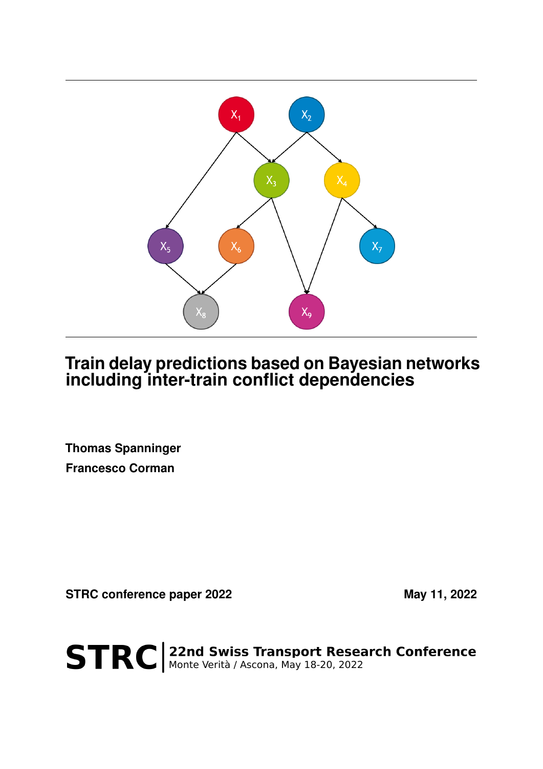# Train delay predictions based on Bayesian networks including inter-train conflict dependencies

**Thomas Spanninger**

**Francesco Corman**

**STRC conference paper 2022**

**May 11, 2022**

**STRC** | **22nd Swiss Transport Research Conference**
Monte Verità / Ascona, May 18-20, 2022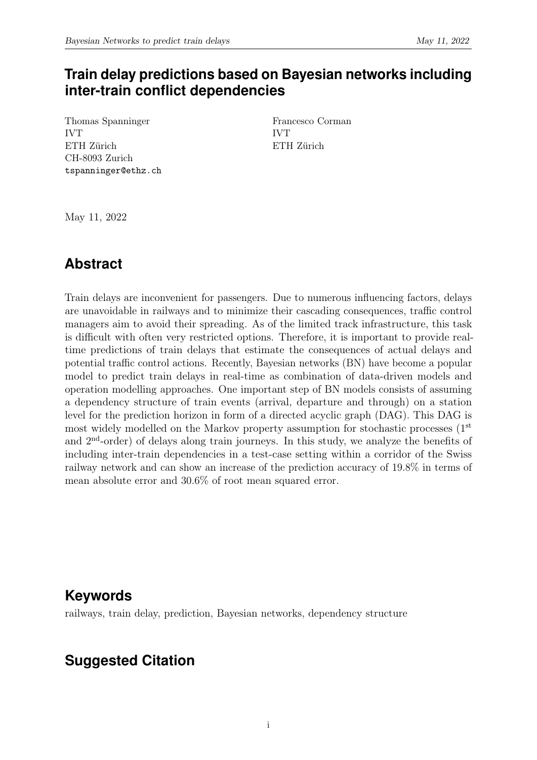# Train delay predictions based on Bayesian networks including inter-train conflict dependencies

Thomas Spanninger
IVT
ETH Zürich
CH-8093 Zurich
tspanninger@ethz.ch

Francesco Corman
IVT
ETH Zürich

May 11, 2022

## Abstract

Train delays are inconvenient for passengers. Due to numerous influencing factors, delays are unavoidable in railways and to minimize their cascading consequences, traffic control managers aim to avoid their spreading. As of the limited track infrastructure, this task is difficult with often very restricted options. Therefore, it is important to provide real-time predictions of train delays that estimate the consequences of actual delays and potential traffic control actions. Recently, Bayesian networks (BN) have become a popular model to predict train delays in real-time as combination of data-driven models and operation modelling approaches. One important step of BN models consists of assuming a dependency structure of train events (arrival, departure and through) on a station level for the prediction horizon in form of a directed acyclic graph (DAG). This DAG is most widely modelled on the Markov property assumption for stochastic processes (1$^{st}$ and 2$^{nd}$-order) of delays along train journeys. In this study, we analyze the benefits of including inter-train dependencies in a test-case setting within a corridor of the Swiss railway network and can show an increase of the prediction accuracy of 19.8% in terms of mean absolute error and 30.6% of root mean squared error.

## Keywords

railways, train delay, prediction, Bayesian networks, dependency structure

## Suggested Citation